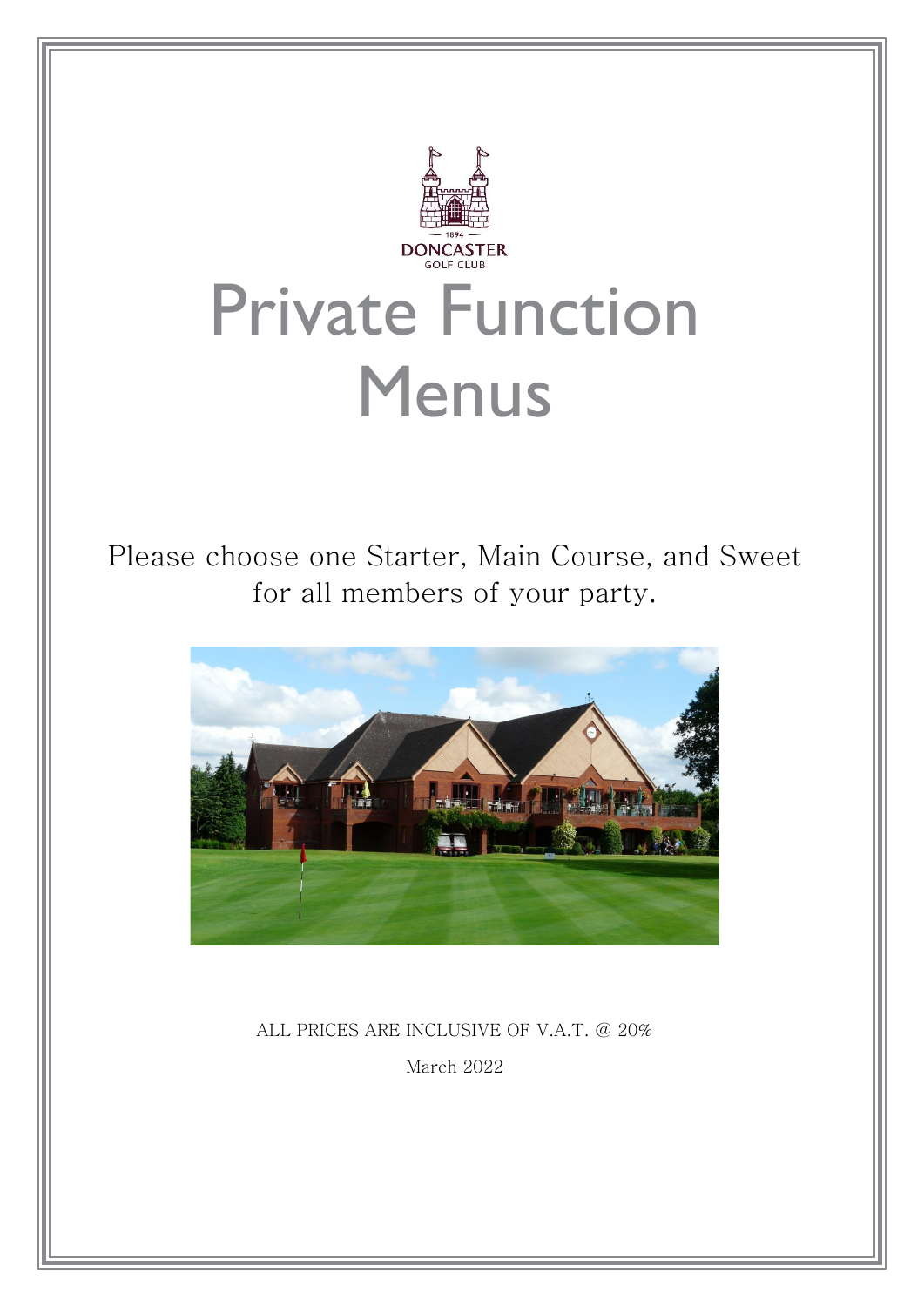1894

DONCASTER

GOLF CLUB

# Private Function Menus

Please choose one Starter, Main Course, and Sweet for all members of your party.

ALL PRICES ARE INCLUSIVE OF V.A.T. @ 20%

March 2022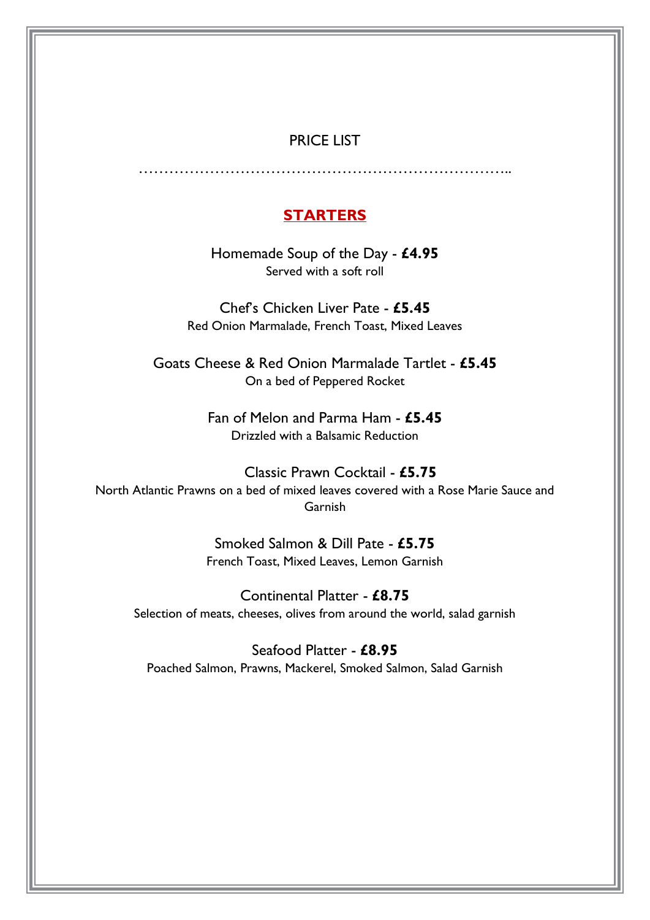PRICE LIST

…………………………………………………………………..

## STARTERS

Homemade Soup of the Day - **£4.95**
Served with a soft roll

Chef's Chicken Liver Pate - **£5.45**
Red Onion Marmalade, French Toast, Mixed Leaves

Goats Cheese & Red Onion Marmalade Tartlet - **£5.45**
On a bed of Peppered Rocket

Fan of Melon and Parma Ham - **£5.45**
Drizzled with a Balsamic Reduction

Classic Prawn Cocktail - **£5.75**
North Atlantic Prawns on a bed of mixed leaves covered with a Rose Marie Sauce and Garnish

Smoked Salmon & Dill Pate - **£5.75**
French Toast, Mixed Leaves, Lemon Garnish

Continental Platter - **£8.75**
Selection of meats, cheeses, olives from around the world, salad garnish

Seafood Platter - **£8.95**
Poached Salmon, Prawns, Mackerel, Smoked Salmon, Salad Garnish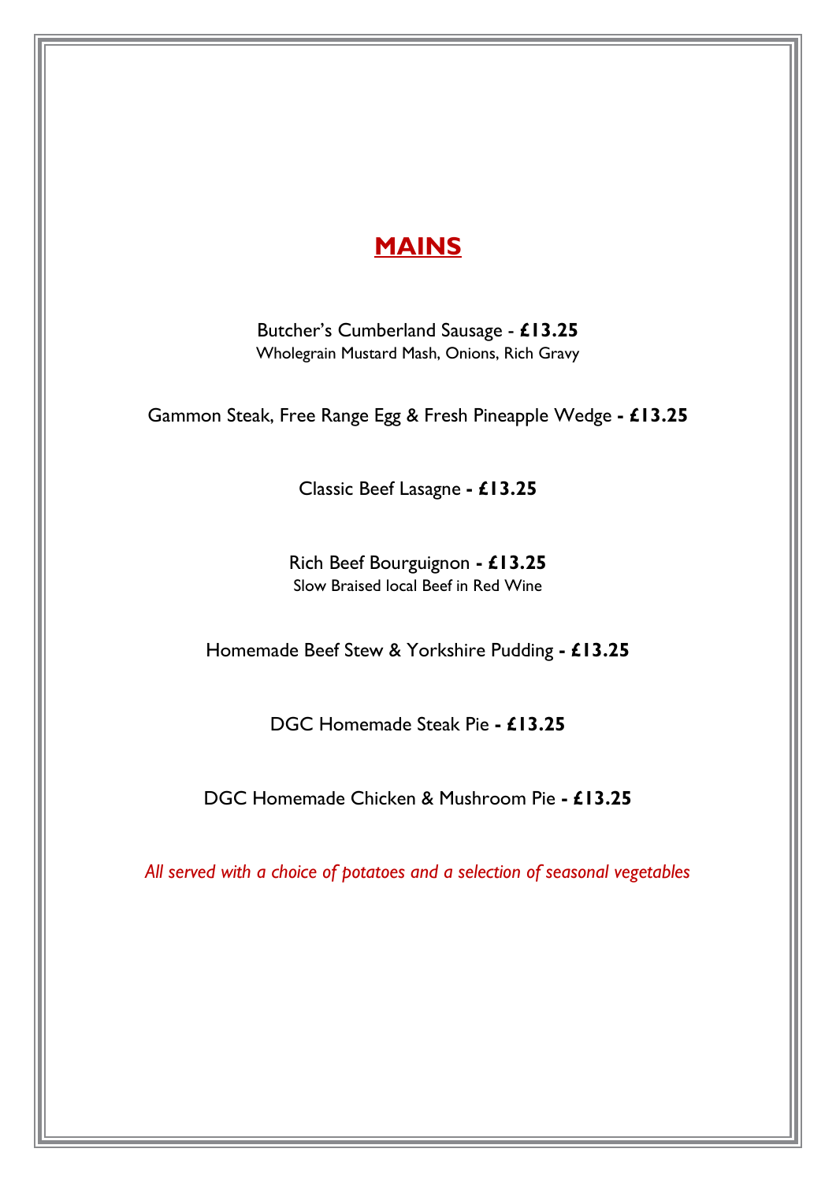# MAINS

Butcher's Cumberland Sausage - **£13.25**
Wholegrain Mustard Mash, Onions, Rich Gravy

Gammon Steak, Free Range Egg & Fresh Pineapple Wedge **- £13.25**

Classic Beef Lasagne **- £13.25**

Rich Beef Bourguignon **- £13.25**
Slow Braised local Beef in Red Wine

Homemade Beef Stew & Yorkshire Pudding **- £13.25**

DGC Homemade Steak Pie **- £13.25**

DGC Homemade Chicken & Mushroom Pie **- £13.25**

*All served with a choice of potatoes and a selection of seasonal vegetables*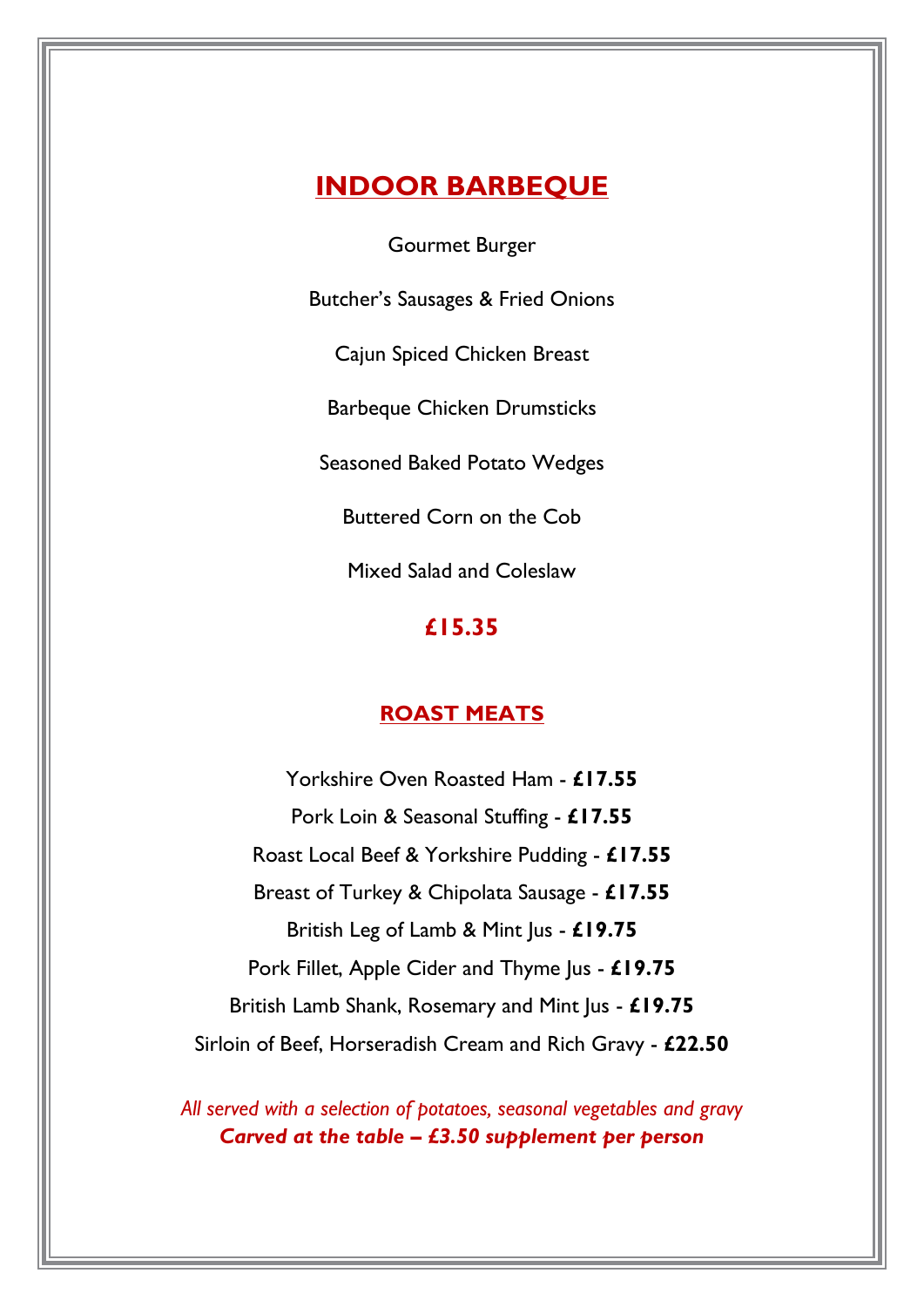## INDOOR BARBEQUE

Gourmet Burger

Butcher's Sausages & Fried Onions

Cajun Spiced Chicken Breast

Barbeque Chicken Drumsticks

Seasoned Baked Potato Wedges

Buttered Corn on the Cob

Mixed Salad and Coleslaw

**£15.35**

## ROAST MEATS

Yorkshire Oven Roasted Ham - **£17.55**

Pork Loin & Seasonal Stuffing - **£17.55**

Roast Local Beef & Yorkshire Pudding - **£17.55**

Breast of Turkey & Chipolata Sausage - **£17.55**

British Leg of Lamb & Mint Jus - **£19.75**

Pork Fillet, Apple Cider and Thyme Jus - **£19.75**

British Lamb Shank, Rosemary and Mint Jus - **£19.75**

Sirloin of Beef, Horseradish Cream and Rich Gravy - **£22.50**

*All served with a selection of potatoes, seasonal vegetables and gravy*

***Carved at the table – £3.50 supplement per person***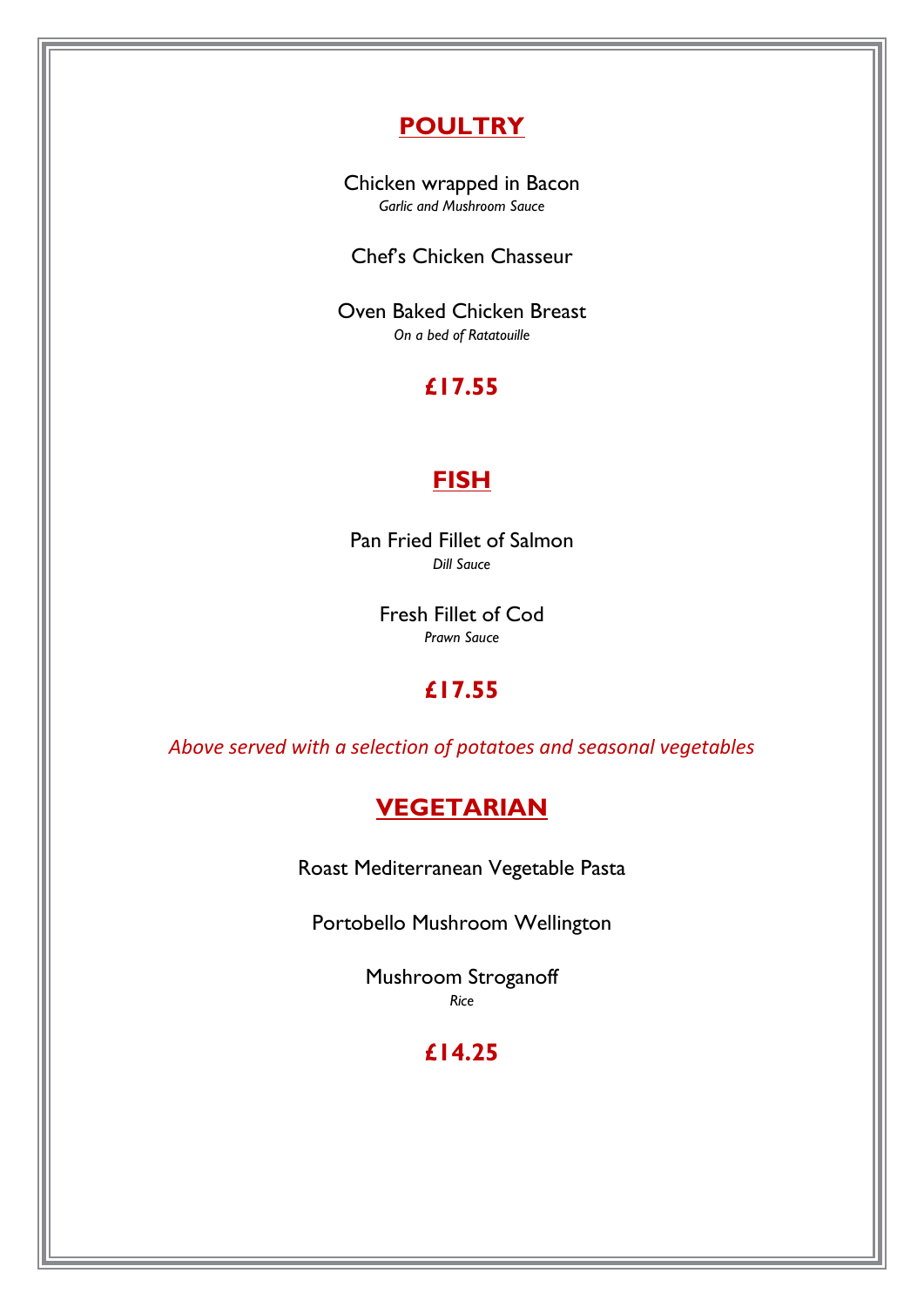## POULTRY

Chicken wrapped in Bacon
*Garlic and Mushroom Sauce*

Chef's Chicken Chasseur

Oven Baked Chicken Breast
*On a bed of Ratatouille*

**£17.55**

## FISH

Pan Fried Fillet of Salmon
*Dill Sauce*

Fresh Fillet of Cod
*Prawn Sauce*

**£17.55**

*Above served with a selection of potatoes and seasonal vegetables*

## VEGETARIAN

Roast Mediterranean Vegetable Pasta

Portobello Mushroom Wellington

Mushroom Stroganoff
*Rice*

**£14.25**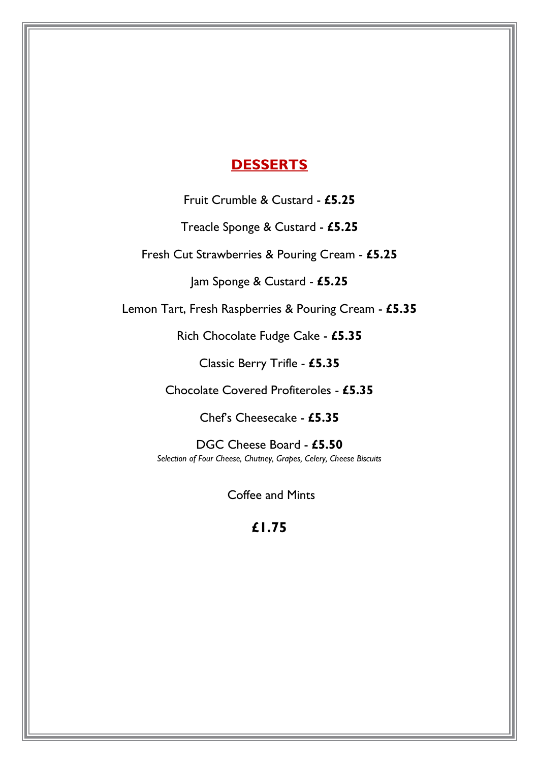## **DESSERTS**

Fruit Crumble & Custard - **£5.25**

Treacle Sponge & Custard - **£5.25**

Fresh Cut Strawberries & Pouring Cream - **£5.25**

Jam Sponge & Custard - **£5.25**

Lemon Tart, Fresh Raspberries & Pouring Cream - **£5.35**

Rich Chocolate Fudge Cake - **£5.35**

Classic Berry Trifle - **£5.35**

Chocolate Covered Profiteroles - **£5.35**

Chef's Cheesecake - **£5.35**

DGC Cheese Board - **£5.50**
*Selection of Four Cheese, Chutney, Grapes, Celery, Cheese Biscuits*

Coffee and Mints

**£1.75**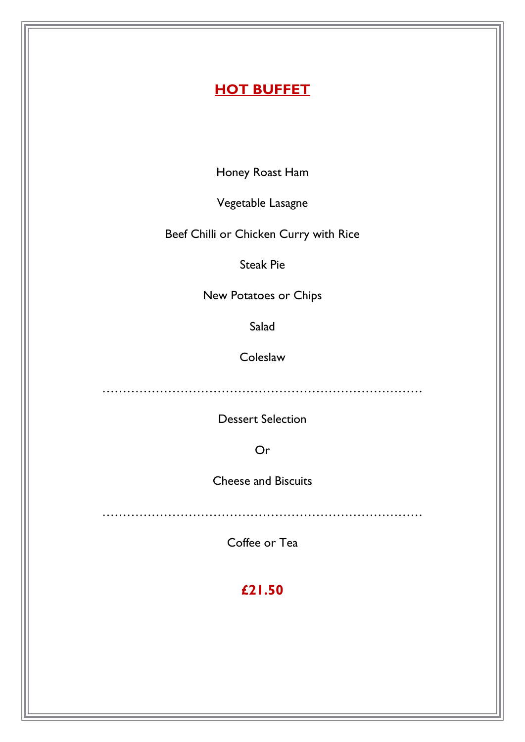# HOT BUFFET

Honey Roast Ham

Vegetable Lasagne

Beef Chilli or Chicken Curry with Rice

Steak Pie

New Potatoes or Chips

Salad

Coleslaw

…………………………………………………………………………

Dessert Selection

Or

Cheese and Biscuits

…………………………………………………………………………

Coffee or Tea

**£21.50**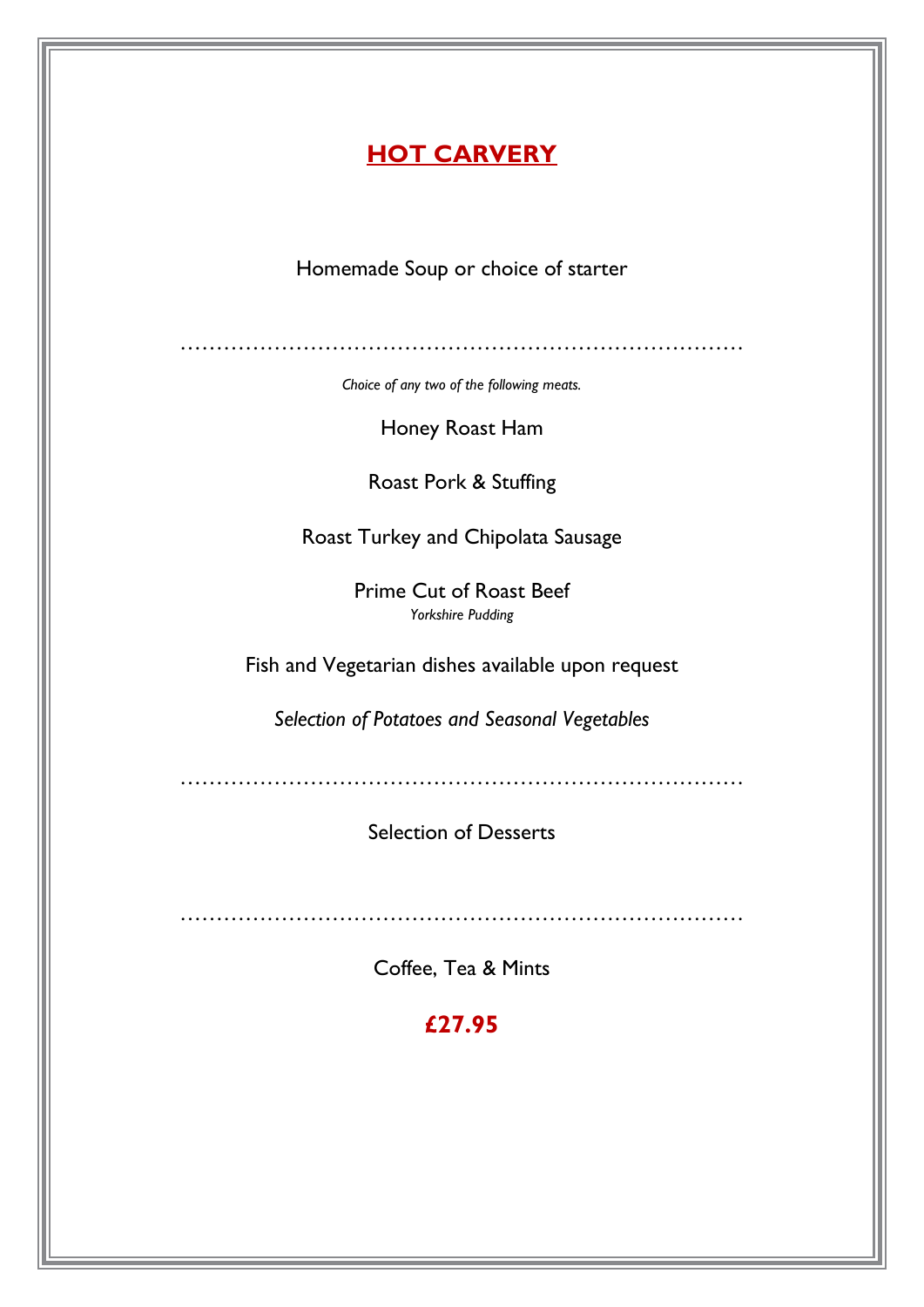# HOT CARVERY

Homemade Soup or choice of starter

---

*Choice of any two of the following meats.*

Honey Roast Ham

Roast Pork & Stuffing

Roast Turkey and Chipolata Sausage

Prime Cut of Roast Beef
*Yorkshire Pudding*

Fish and Vegetarian dishes available upon request

*Selection of Potatoes and Seasonal Vegetables*

---

Selection of Desserts

---

Coffee, Tea & Mints

**£27.95**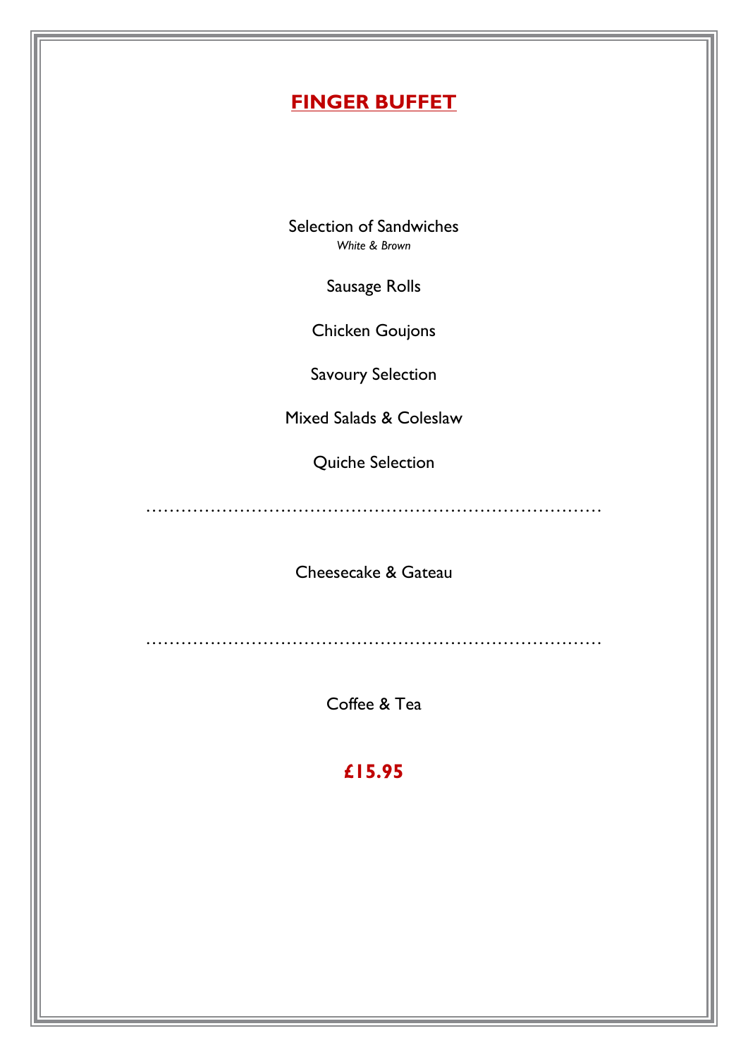# FINGER BUFFET

Selection of Sandwiches
*White & Brown*

Sausage Rolls

Chicken Goujons

Savoury Selection

Mixed Salads & Coleslaw

Quiche Selection

…………………………………………………………………………

Cheesecake & Gateau

…………………………………………………………………………

Coffee & Tea

**£15.95**